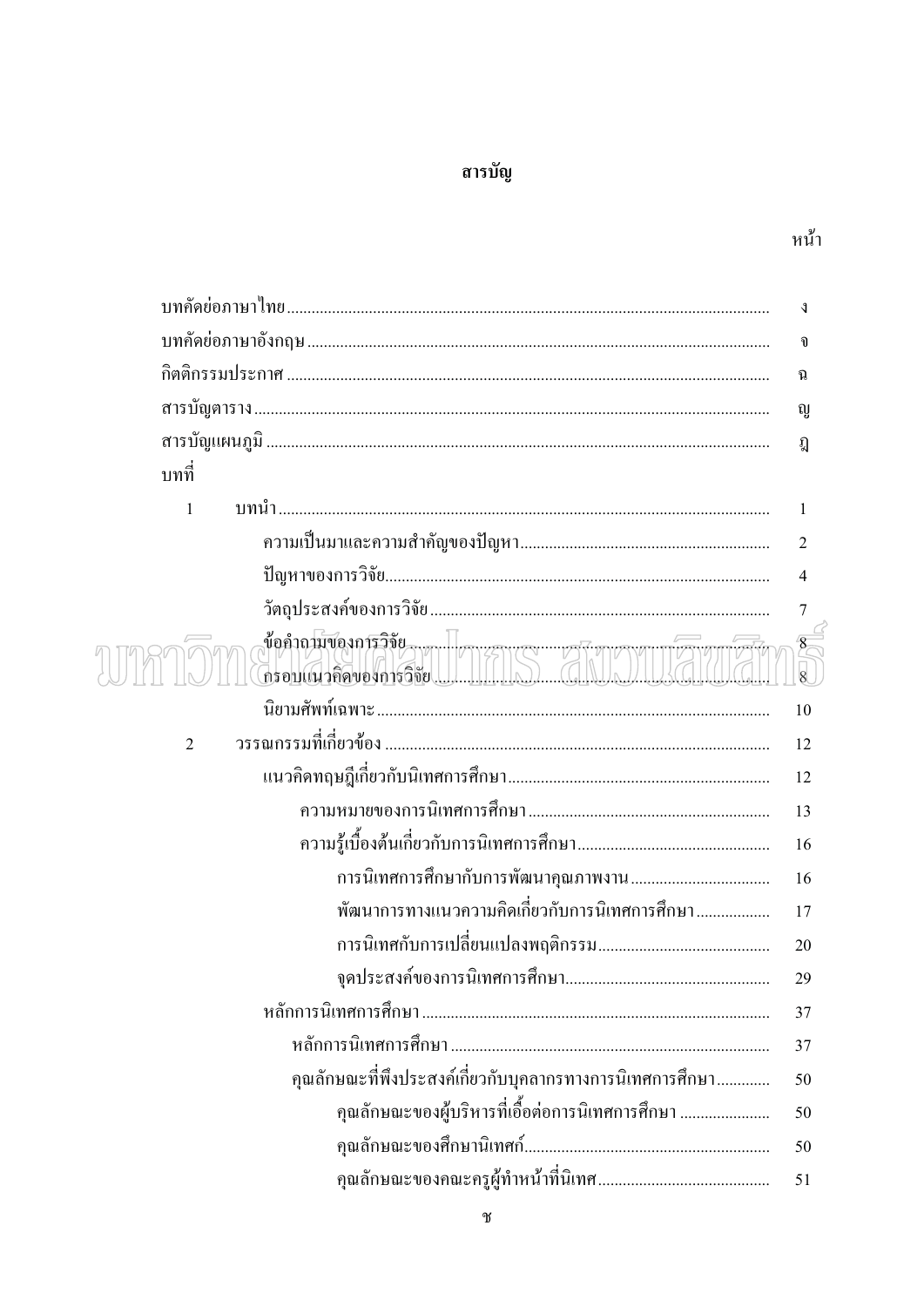# สารบัญ

| | หน้า |
|---|---|
| บทคัดย่อภาษาไทย | ง |
| บทคัดย่อภาษาอังกฤษ | จ |
| กิตติกรรมประกาศ | ฉ |
| สารบัญตาราง | ญ |
| สารบัญแผนภูมิ | ฎ |
| บทที่ | |
| 1 บทนำ | 1 |
| ความเป็นมาและความสำคัญของปัญหา | 2 |
| ปัญหาของการวิจัย | 4 |
| วัตถุประสงค์ของการวิจัย | 7 |
| ข้อคำถามของการวิจัย | 8 |
| กรอบแนวคิดของการวิจัย | 8 |
| นิยามศัพท์เฉพาะ | 10 |
| 2 วรรณกรรมที่เกี่ยวข้อง | 12 |
| แนวคิดทฤษฎีเกี่ยวกับนิเทศการศึกษา | 12 |
| ความหมายของการนิเทศการศึกษา | 13 |
| ความรู้เบื้องต้นเกี่ยวกับการนิเทศการศึกษา | 16 |
| การนิเทศการศึกษากับการพัฒนาคุณภาพงาน | 16 |
| พัฒนาการทางแนวความคิดเกี่ยวกับการนิเทศการศึกษา | 17 |
| การนิเทศกับการเปลี่ยนแปลงพฤติกรรม | 20 |
| จุดประสงค์ของการนิเทศการศึกษา | 29 |
| หลักการนิเทศการศึกษา | 37 |
| หลักการนิเทศการศึกษา | 37 |
| คุณลักษณะที่พึงประสงค์เกี่ยวกับบุคลากรทางการนิเทศการศึกษา | 50 |
| คุณลักษณะของผู้บริหารที่เอื้อต่อการนิเทศการศึกษา | 50 |
| คุณลักษณะของศึกษานิเทศก์ | 50 |
| คุณลักษณะของคณะครูผู้ทำหน้าที่นิเทศ | 51 |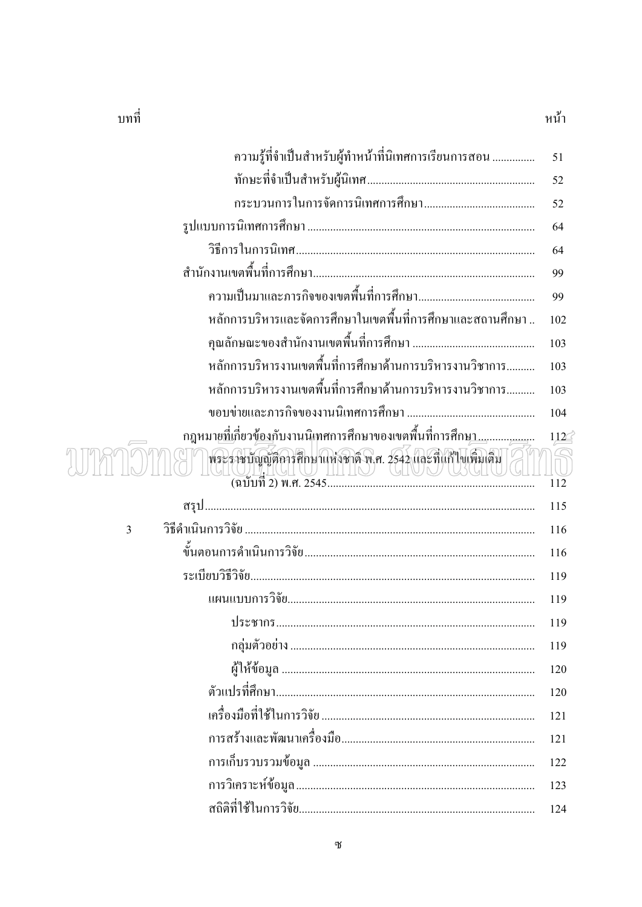| บทที่ | | หน้า |
|---|---|---|
| | ความรู้ที่จำเป็นสำหรับผู้ทำหน้าที่นิเทศการเรียนการสอน ............... | 51 |
| | ทักษะที่จำเป็นสำหรับผู้นิเทศ........................................................... | 52 |
| | กระบวนการในการจัดการนิเทศการศึกษา....................................... | 52 |
| | รูปแบบการนิเทศการศึกษา ................................................................................ | 64 |
| | วิธีการในการนิเทศ.................................................................................... | 64 |
| | สำนักงานเขตพื้นที่การศึกษา.............................................................................. | 99 |
| | ความเป็นมาและภารกิจของเขตพื้นที่การศึกษา......................................... | 99 |
| | หลักการบริหารและจัดการศึกษาในเขตพื้นที่การศึกษาและสถานศึกษา .. | 102 |
| | คุณลักษณะของสำนักงานเขตพื้นที่การศึกษา ........................................... | 103 |
| | หลักการบริหารงานเขตพื้นที่การศึกษาด้านการบริหารงานวิชาการ.......... | 103 |
| | หลักการบริหารงานเขตพื้นที่การศึกษาด้านการบริหารงานวิชาการ.......... | 103 |
| | ขอบข่ายและภารกิจของงานนิเทศการศึกษา ............................................. | 104 |
| | กฎหมายที่เกี่ยวข้องกับงานนิเทศการศึกษาของเขตพื้นที่การศึกษา..................... | 112 |
| | พระราชบัญญัติการศึกษาแห่งชาติ พ.ศ. 2542 และที่แก้ไขเพิ่มเติม (ฉบับที่ 2) พ.ศ. 2545......................................................... | 112 |
| | สรุป.................................................................................................................... | 115 |
| 3 | วิธีดำเนินการวิจัย ...................................................................................................... | 116 |
| | ขั้นตอนการดำเนินการวิจัย................................................................................. | 116 |
| | ระเบียบวิธีวิจัย.................................................................................................... | 119 |
| | แผนแบบการวิจัย...................................................................................... | 119 |
| | ประชากร........................................................................................... | 119 |
| | กลุ่มตัวอย่าง ...................................................................................... | 119 |
| | ผู้ให้ข้อมูล ......................................................................................... | 120 |
| | ตัวแปรที่ศึกษา........................................................................................... | 120 |
| | เครื่องมือที่ใช้ในการวิจัย ........................................................................... | 121 |
| | การสร้างและพัฒนาเครื่องมือ.................................................................... | 121 |
| | การเก็บรวบรวมข้อมูล .............................................................................. | 122 |
| | การวิเคราะห์ข้อมูล.................................................................................... | 123 |
| | สถิติที่ใช้ในการวิจัย................................................................................... | 124 |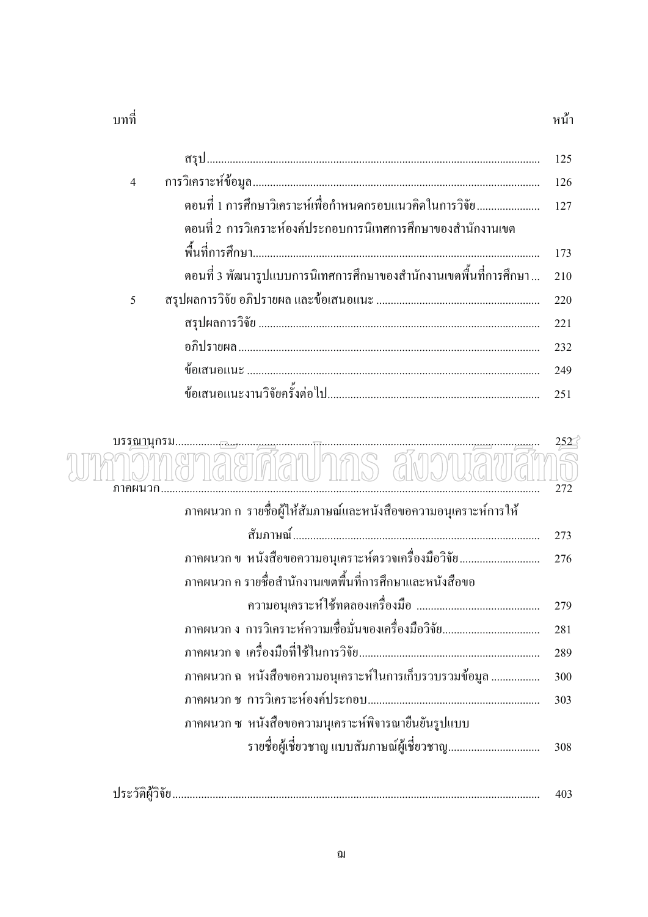| บทที่ | | หน้า |
|---|---|---|
| | สรุป | 125 |
| 4 | การวิเคราะห์ข้อมูล | 126 |
| | ตอนที่ 1 การศึกษาวิเคราะห์เพื่อกำหนดกรอบแนวคิดในการวิจัย | 127 |
| | ตอนที่ 2 การวิเคราะห์องค์ประกอบการนิเทศการศึกษาของสำนักงานเขตพื้นที่การศึกษา | 173 |
| | ตอนที่ 3 พัฒนารูปแบบการนิเทศการศึกษาของสำนักงานเขตพื้นที่การศึกษา | 210 |
| 5 | สรุปผลการวิจัย อภิปรายผล และข้อเสนอแนะ | 220 |
| | สรุปผลการวิจัย | 221 |
| | อภิปรายผล | 232 |
| | ข้อเสนอแนะ | 249 |
| | ข้อเสนอแนะงานวิจัยครั้งต่อไป | 251 |

| | | |
|---|---|---|
| บรรณานุกรม | | 252 |
| ภาคผนวก | | 272 |
| | ภาคผนวก ก รายชื่อผู้ให้สัมภาษณ์และหนังสือขอความอนุเคราะห์การให้สัมภาษณ์ | 273 |
| | ภาคผนวก ข หนังสือขอความอนุเคราะห์ตรวจเครื่องมือวิจัย | 276 |
| | ภาคผนวก ค รายชื่อสำนักงานเขตพื้นที่การศึกษาและหนังสือขอความอนุเคราะห์ใช้ทดลองเครื่องมือ | 279 |
| | ภาคผนวก ง การวิเคราะห์ความเชื่อมั่นของเครื่องมือวิจัย | 281 |
| | ภาคผนวก จ เครื่องมือที่ใช้ในการวิจัย | 289 |
| | ภาคผนวก ฉ หนังสือขอความอนุเคราะห์ในการเก็บรวบรวมข้อมูล | 300 |
| | ภาคผนวก ช การวิเคราะห์องค์ประกอบ | 303 |
| | ภาคผนวก ซ หนังสือขอความนุเคราะห์พิจารณายืนยันรูปแบบ รายชื่อผู้เชี่ยวชาญ แบบสัมภาษณ์ผู้เชี่ยวชาญ | 308 |
| ประวัติผู้วิจัย | | 403 |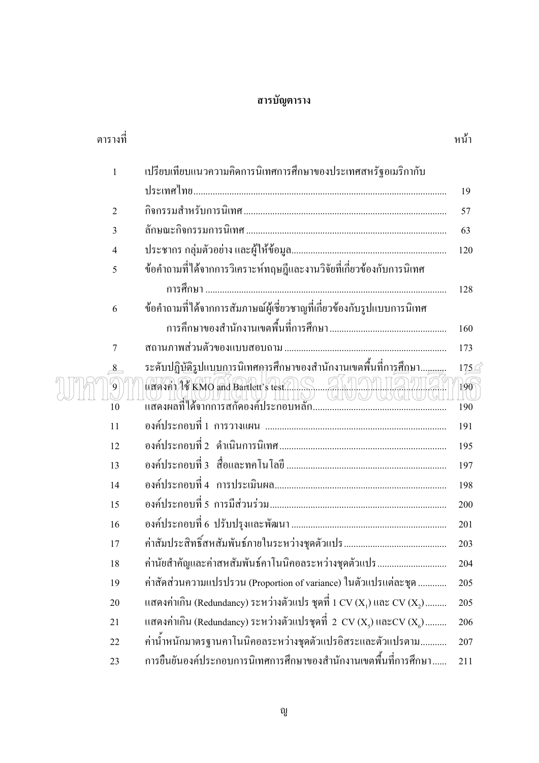# สารบัญตาราง

| ตารางที่ | | หน้า |
|---|---|---|
| 1 | เปรียบเทียบแนวความคิดการนิเทศการศึกษาของประเทศสหรัฐอเมริกากับประเทศไทย | 19 |
| 2 | กิจกรรมสำหรับการนิเทศ | 57 |
| 3 | ลักษณะกิจกรรมการนิเทศ | 63 |
| 4 | ประชากร กลุ่มตัวอย่าง และผู้ให้ข้อมูล | 120 |
| 5 | ข้อคำถามที่ได้จากการวิเคราะห์ทฤษฎีและงานวิจัยที่เกี่ยวข้องกับการนิเทศการศึกษา | 128 |
| 6 | ข้อคำถามที่ได้จากการสัมภาษณ์ผู้เชี่ยวชาญที่เกี่ยวข้องกับรูปแบบการนิเทศการศึกษาของสำนักงานเขตพื้นที่การศึกษา | 160 |
| 7 | สถานภาพส่วนตัวของแบบสอบถาม | 173 |
| 8 | ระดับปฏิบัติรูปแบบการนิเทศการศึกษาของสำนักงานเขตพื้นที่การศึกษา | 175 |
| 9 | แสดงค่า ใช้ KMO and Bartlett's test | 190 |
| 10 | แสดงผลที่ได้จากการสกัดองค์ประกอบหลัก | 190 |
| 11 | องค์ประกอบที่ 1 การวางแผน | 191 |
| 12 | องค์ประกอบที่ 2 ดำเนินการนิเทศ | 195 |
| 13 | องค์ประกอบที่ 3 สื่อและทคโนโลยี | 197 |
| 14 | องค์ประกอบที่ 4 การประเมินผล | 198 |
| 15 | องค์ประกอบที่ 5 การมีส่วนร่วม | 200 |
| 16 | องค์ประกอบที่ 6 ปรับปรุงและพัฒนา | 201 |
| 17 | ค่าสัมประสิทธิ์สหสัมพันธ์ภายในระหว่างชุดตัวแปร | 203 |
| 18 | ค่านัยสำคัญและค่าสหสัมพันธ์คาโนนิคอลระหว่างชุดตัวแปร | 204 |
| 19 | ค่าสัดส่วนความแปรปรวน (Proportion of variance) ในตัวแปรแต่ละชุด | 205 |
| 20 | แสดงค่าเกิน (Redundancy) ระหว่างตัวแปร ชุดที่ 1 CV ($X_1$) และ CV ($X_2$) | 205 |
| 21 | แสดงค่าเกิน (Redundancy) ระหว่างตัวแปรชุดที่ 2 CV ($X_5$) และCV ($X_6$) | 206 |
| 22 | ค่าน้ำหนักมาตรฐานคาโนนิคอลระหว่างชุดตัวแปรอิสระและตัวแปรตาม | 207 |
| 23 | การยืนยันองค์ประกอบการนิเทศการศึกษาของสำนักงานเขตพื้นที่การศึกษา | 211 |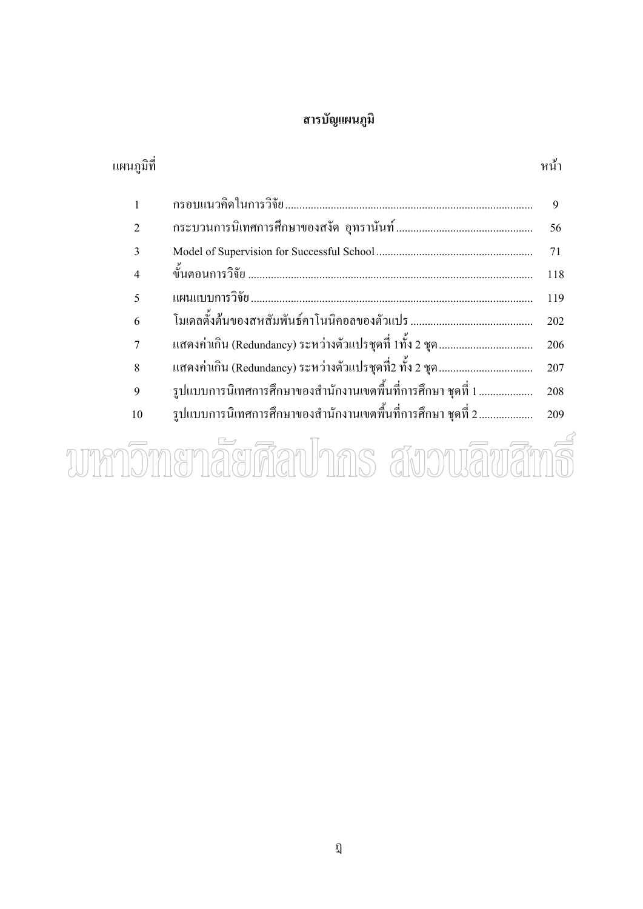# สารบัญแผนภูมิ

| แผนภูมิที่ | | หน้า |
|---|---|---|
| 1 | กรอบแนวคิดในการวิจัย | 9 |
| 2 | กระบวนการนิเทศการศึกษาของสงัด อุทรานันท์ | 56 |
| 3 | Model of Supervision for Successful School | 71 |
| 4 | ขั้นตอนการวิจัย | 118 |
| 5 | แผนแบบการวิจัย | 119 |
| 6 | โมเดลตั้งต้นของสหสัมพันธ์คาโนนิคอลของตัวแปร | 202 |
| 7 | แสดงค่าเกิน (Redundancy) ระหว่างตัวแปรชุดที่ 1ทั้ง 2 ชุด | 206 |
| 8 | แสดงค่าเกิน (Redundancy) ระหว่างตัวแปรชุดที่2 ทั้ง 2 ชุด | 207 |
| 9 | รูปแบบการนิเทศการศึกษาของสำนักงานเขตพื้นที่การศึกษา ชุดที่ 1 | 208 |
| 10 | รูปแบบการนิเทศการศึกษาของสำนักงานเขตพื้นที่การศึกษา ชุดที่ 2 | 209 |

มหาวิทยาลัยศิลปากร สงวนลิขสิทธิ์